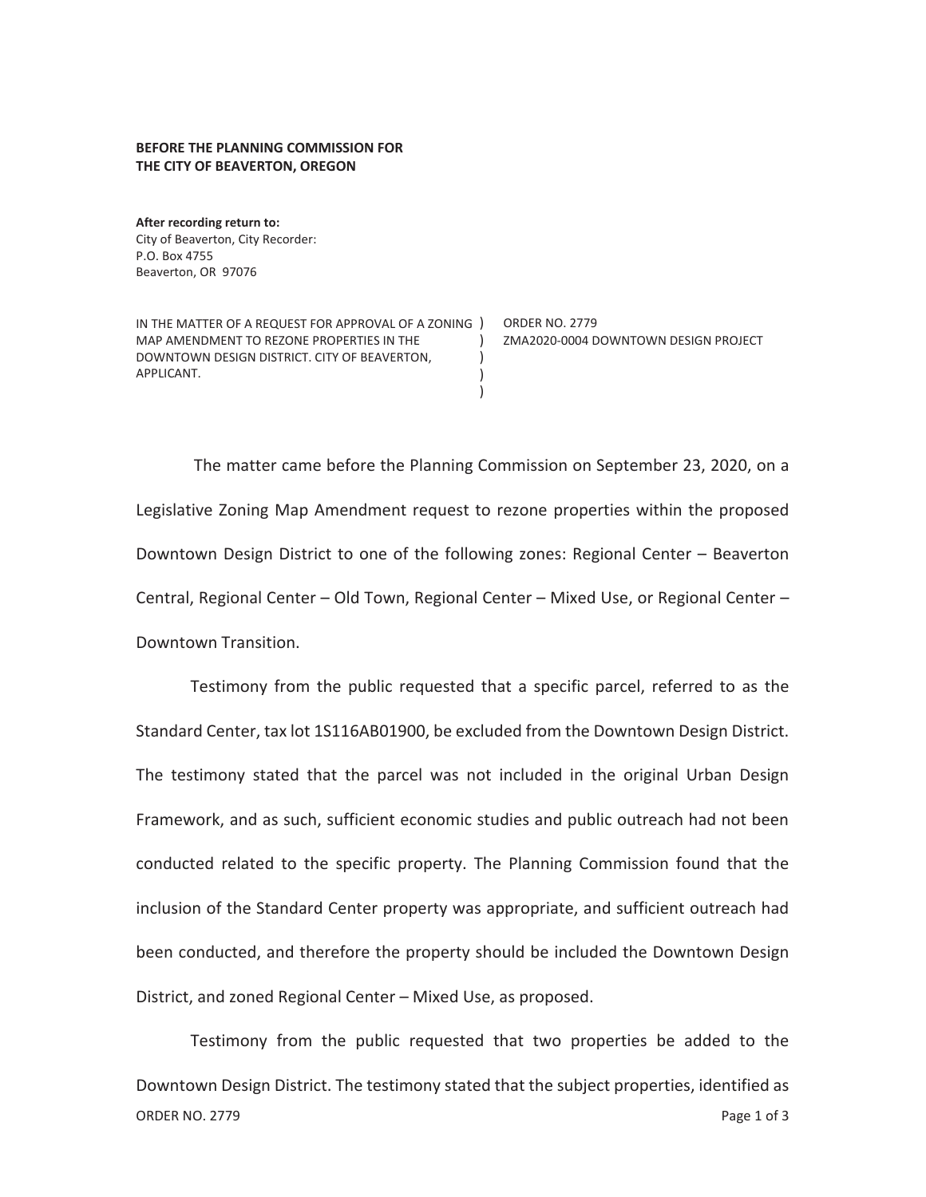**BEFORE THE PLANNING COMMISSION FOR THE CITY OF BEAVERTON, OREGON**

**After recording return to:**
City of Beaverton, City Recorder:
P.O. Box 4755
Beaverton, OR 97076

| | |
|---|---|
| IN THE MATTER OF A REQUEST FOR APPROVAL OF A ZONING MAP AMENDMENT TO REZONE PROPERTIES IN THE DOWNTOWN DESIGN DISTRICT. CITY OF BEAVERTON, APPLICANT. | ORDER NO. 2779<br>ZMA2020-0004 DOWNTOWN DESIGN PROJECT |

The matter came before the Planning Commission on September 23, 2020, on a Legislative Zoning Map Amendment request to rezone properties within the proposed Downtown Design District to one of the following zones: Regional Center – Beaverton Central, Regional Center – Old Town, Regional Center – Mixed Use, or Regional Center – Downtown Transition.

Testimony from the public requested that a specific parcel, referred to as the Standard Center, tax lot 1S116AB01900, be excluded from the Downtown Design District. The testimony stated that the parcel was not included in the original Urban Design Framework, and as such, sufficient economic studies and public outreach had not been conducted related to the specific property. The Planning Commission found that the inclusion of the Standard Center property was appropriate, and sufficient outreach had been conducted, and therefore the property should be included the Downtown Design District, and zoned Regional Center – Mixed Use, as proposed.

Testimony from the public requested that two properties be added to the Downtown Design District. The testimony stated that the subject properties, identified as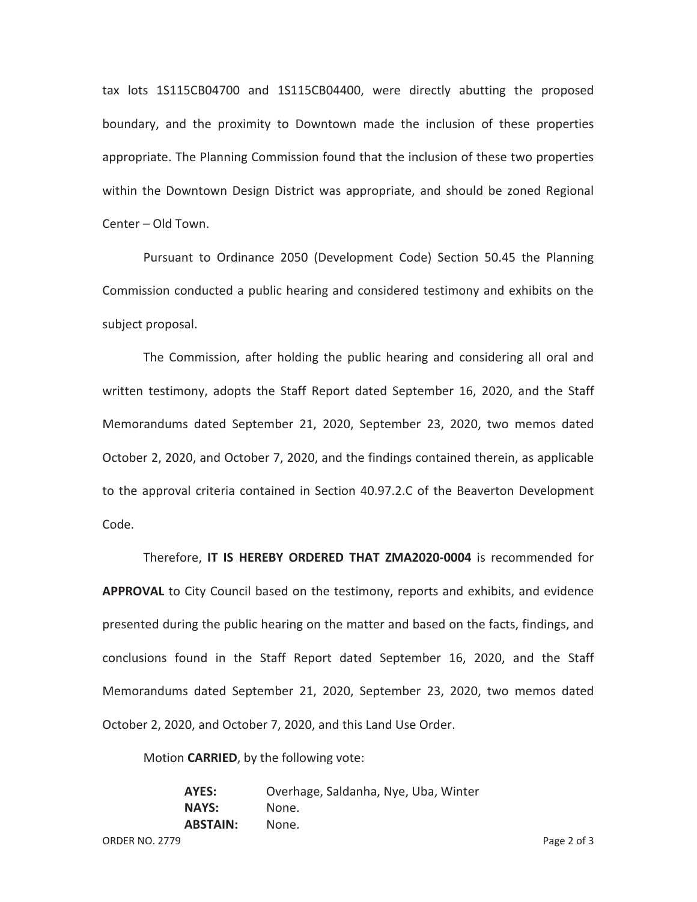tax lots 1S115CB04700 and 1S115CB04400, were directly abutting the proposed boundary, and the proximity to Downtown made the inclusion of these properties appropriate. The Planning Commission found that the inclusion of these two properties within the Downtown Design District was appropriate, and should be zoned Regional Center – Old Town.

Pursuant to Ordinance 2050 (Development Code) Section 50.45 the Planning Commission conducted a public hearing and considered testimony and exhibits on the subject proposal.

The Commission, after holding the public hearing and considering all oral and written testimony, adopts the Staff Report dated September 16, 2020, and the Staff Memorandums dated September 21, 2020, September 23, 2020, two memos dated October 2, 2020, and October 7, 2020, and the findings contained therein, as applicable to the approval criteria contained in Section 40.97.2.C of the Beaverton Development Code.

Therefore, **IT IS HEREBY ORDERED THAT ZMA2020-0004** is recommended for **APPROVAL** to City Council based on the testimony, reports and exhibits, and evidence presented during the public hearing on the matter and based on the facts, findings, and conclusions found in the Staff Report dated September 16, 2020, and the Staff Memorandums dated September 21, 2020, September 23, 2020, two memos dated October 2, 2020, and October 7, 2020, and this Land Use Order.

Motion **CARRIED**, by the following vote:

**AYES:** Overhage, Saldanha, Nye, Uba, Winter
**NAYS:** None.
**ABSTAIN:** None.

ORDER NO. 2779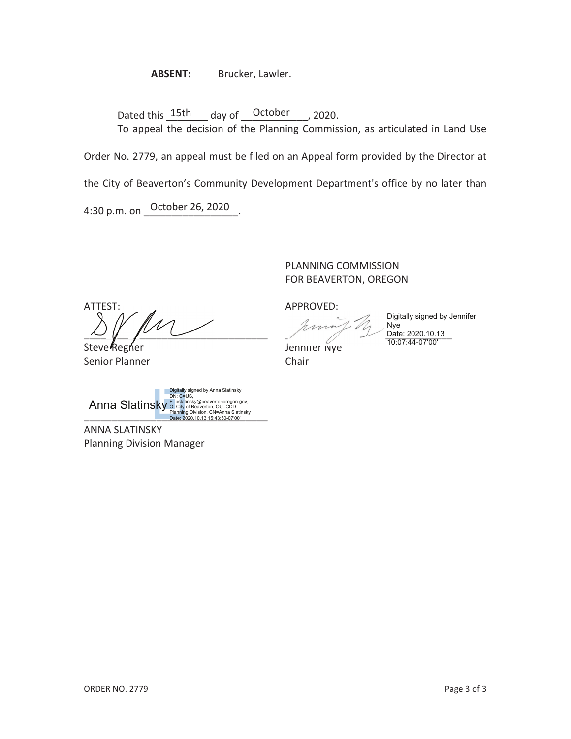**ABSENT:** Brucker, Lawler.

Dated this 15th day of October, 2020.

To appeal the decision of the Planning Commission, as articulated in Land Use Order No. 2779, an appeal must be filed on an Appeal form provided by the Director at the City of Beaverton's Community Development Department's office by no later than 4:30 p.m. on October 26, 2020.

PLANNING COMMISSION
FOR BEAVERTON, OREGON

ATTEST:

Steve Regner
Senior Planner

APPROVED:

Digitally signed by Jennifer Nye
Date: 2020.10.13 10:07:44-07'00'

Jennifer Nye
Chair

Anna Slatinsky

Digitally signed by Anna Slatinsky
DN: C=US, E=aslatinsky@beavertonoregon.gov, O=City of Beaverton, OU=CDD Planning Division, CN=Anna Slatinsky
Date: 2020.10.13 15:43:50-07'00'

ANNA SLATINSKY
Planning Division Manager